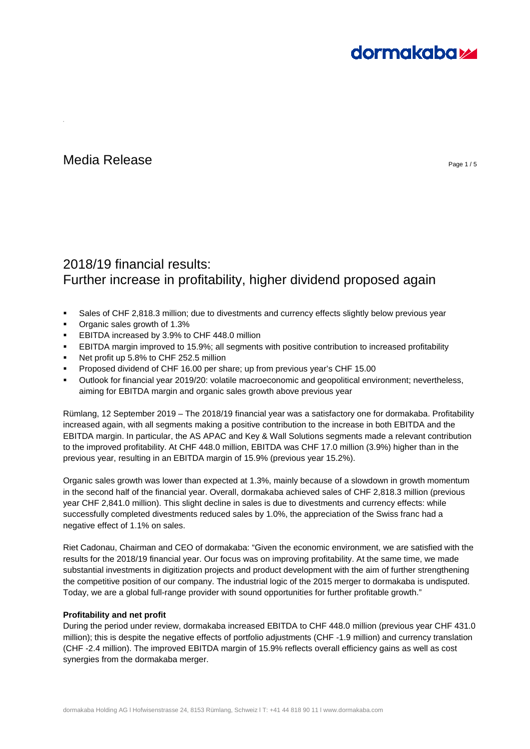# Media Release

## 2018/19 financial results:
## Further increase in profitability, higher dividend proposed again

- Sales of CHF 2,818.3 million; due to divestments and currency effects slightly below previous year
- Organic sales growth of 1.3%
- EBITDA increased by 3.9% to CHF 448.0 million
- EBITDA margin improved to 15.9%; all segments with positive contribution to increased profitability
- Net profit up 5.8% to CHF 252.5 million
- Proposed dividend of CHF 16.00 per share; up from previous year's CHF 15.00
- Outlook for financial year 2019/20: volatile macroeconomic and geopolitical environment; nevertheless, aiming for EBITDA margin and organic sales growth above previous year

Rümlang, 12 September 2019 – The 2018/19 financial year was a satisfactory one for dormakaba. Profitability increased again, with all segments making a positive contribution to the increase in both EBITDA and the EBITDA margin. In particular, the AS APAC and Key & Wall Solutions segments made a relevant contribution to the improved profitability. At CHF 448.0 million, EBITDA was CHF 17.0 million (3.9%) higher than in the previous year, resulting in an EBITDA margin of 15.9% (previous year 15.2%).

Organic sales growth was lower than expected at 1.3%, mainly because of a slowdown in growth momentum in the second half of the financial year. Overall, dormakaba achieved sales of CHF 2,818.3 million (previous year CHF 2,841.0 million). This slight decline in sales is due to divestments and currency effects: while successfully completed divestments reduced sales by 1.0%, the appreciation of the Swiss franc had a negative effect of 1.1% on sales.

Riet Cadonau, Chairman and CEO of dormakaba: "Given the economic environment, we are satisfied with the results for the 2018/19 financial year. Our focus was on improving profitability. At the same time, we made substantial investments in digitization projects and product development with the aim of further strengthening the competitive position of our company. The industrial logic of the 2015 merger to dormakaba is undisputed. Today, we are a global full-range provider with sound opportunities for further profitable growth."

**Profitability and net profit**

During the period under review, dormakaba increased EBITDA to CHF 448.0 million (previous year CHF 431.0 million); this is despite the negative effects of portfolio adjustments (CHF -1.9 million) and currency translation (CHF -2.4 million). The improved EBITDA margin of 15.9% reflects overall efficiency gains as well as cost synergies from the dormakaba merger.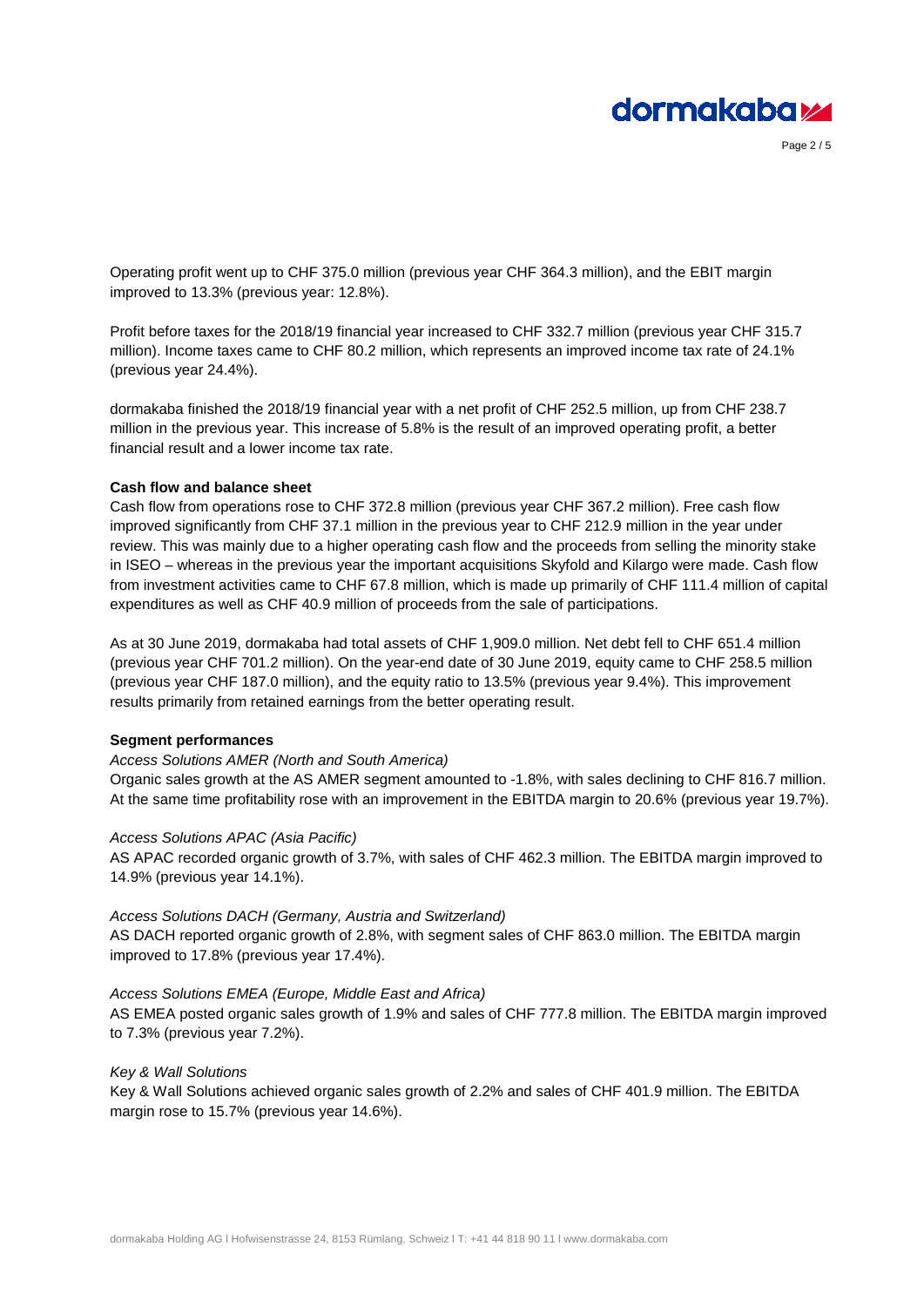Operating profit went up to CHF 375.0 million (previous year CHF 364.3 million), and the EBIT margin improved to 13.3% (previous year: 12.8%).

Profit before taxes for the 2018/19 financial year increased to CHF 332.7 million (previous year CHF 315.7 million). Income taxes came to CHF 80.2 million, which represents an improved income tax rate of 24.1% (previous year 24.4%).

dormakaba finished the 2018/19 financial year with a net profit of CHF 252.5 million, up from CHF 238.7 million in the previous year. This increase of 5.8% is the result of an improved operating profit, a better financial result and a lower income tax rate.

**Cash flow and balance sheet**

Cash flow from operations rose to CHF 372.8 million (previous year CHF 367.2 million). Free cash flow improved significantly from CHF 37.1 million in the previous year to CHF 212.9 million in the year under review. This was mainly due to a higher operating cash flow and the proceeds from selling the minority stake in ISEO – whereas in the previous year the important acquisitions Skyfold and Kilargo were made. Cash flow from investment activities came to CHF 67.8 million, which is made up primarily of CHF 111.4 million of capital expenditures as well as CHF 40.9 million of proceeds from the sale of participations.

As at 30 June 2019, dormakaba had total assets of CHF 1,909.0 million. Net debt fell to CHF 651.4 million (previous year CHF 701.2 million). On the year-end date of 30 June 2019, equity came to CHF 258.5 million (previous year CHF 187.0 million), and the equity ratio to 13.5% (previous year 9.4%). This improvement results primarily from retained earnings from the better operating result.

**Segment performances**

*Access Solutions AMER (North and South America)*

Organic sales growth at the AS AMER segment amounted to -1.8%, with sales declining to CHF 816.7 million. At the same time profitability rose with an improvement in the EBITDA margin to 20.6% (previous year 19.7%).

*Access Solutions APAC (Asia Pacific)*

AS APAC recorded organic growth of 3.7%, with sales of CHF 462.3 million. The EBITDA margin improved to 14.9% (previous year 14.1%).

*Access Solutions DACH (Germany, Austria and Switzerland)*

AS DACH reported organic growth of 2.8%, with segment sales of CHF 863.0 million. The EBITDA margin improved to 17.8% (previous year 17.4%).

*Access Solutions EMEA (Europe, Middle East and Africa)*

AS EMEA posted organic sales growth of 1.9% and sales of CHF 777.8 million. The EBITDA margin improved to 7.3% (previous year 7.2%).

*Key & Wall Solutions*

Key & Wall Solutions achieved organic sales growth of 2.2% and sales of CHF 401.9 million. The EBITDA margin rose to 15.7% (previous year 14.6%).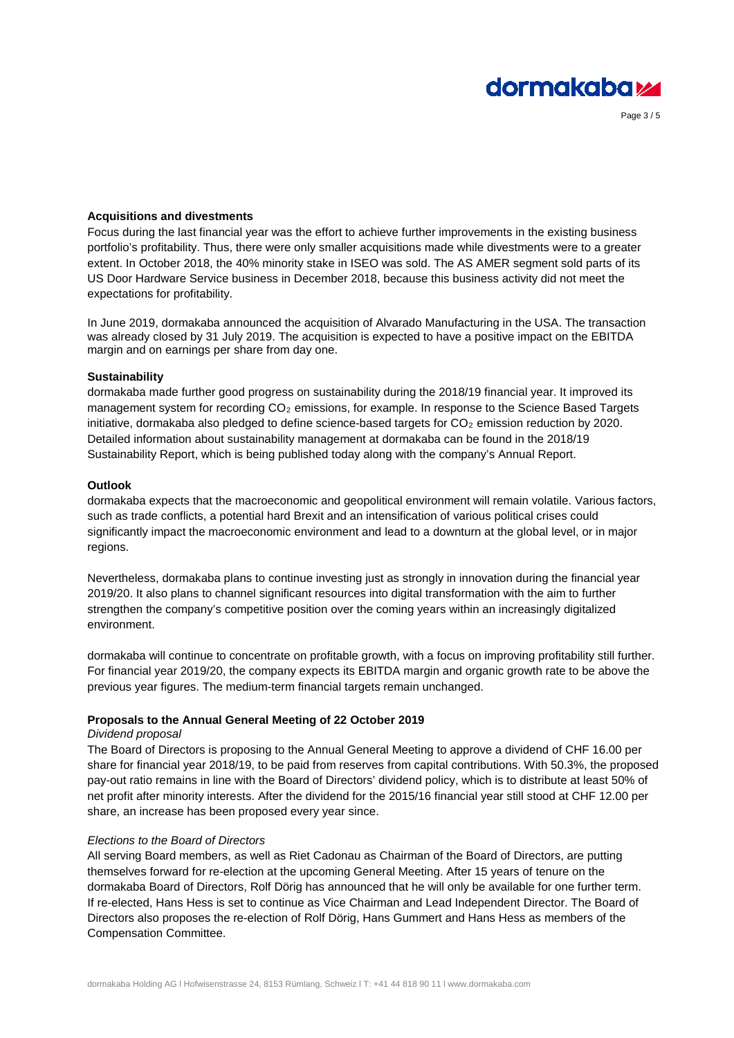**Acquisitions and divestments**

Focus during the last financial year was the effort to achieve further improvements in the existing business portfolio's profitability. Thus, there were only smaller acquisitions made while divestments were to a greater extent. In October 2018, the 40% minority stake in ISEO was sold. The AS AMER segment sold parts of its US Door Hardware Service business in December 2018, because this business activity did not meet the expectations for profitability.

In June 2019, dormakaba announced the acquisition of Alvarado Manufacturing in the USA. The transaction was already closed by 31 July 2019. The acquisition is expected to have a positive impact on the EBITDA margin and on earnings per share from day one.

**Sustainability**

dormakaba made further good progress on sustainability during the 2018/19 financial year. It improved its management system for recording $CO_2$ emissions, for example. In response to the Science Based Targets initiative, dormakaba also pledged to define science-based targets for $CO_2$ emission reduction by 2020. Detailed information about sustainability management at dormakaba can be found in the 2018/19 Sustainability Report, which is being published today along with the company's Annual Report.

**Outlook**

dormakaba expects that the macroeconomic and geopolitical environment will remain volatile. Various factors, such as trade conflicts, a potential hard Brexit and an intensification of various political crises could significantly impact the macroeconomic environment and lead to a downturn at the global level, or in major regions.

Nevertheless, dormakaba plans to continue investing just as strongly in innovation during the financial year 2019/20. It also plans to channel significant resources into digital transformation with the aim to further strengthen the company's competitive position over the coming years within an increasingly digitalized environment.

dormakaba will continue to concentrate on profitable growth, with a focus on improving profitability still further. For financial year 2019/20, the company expects its EBITDA margin and organic growth rate to be above the previous year figures. The medium-term financial targets remain unchanged.

**Proposals to the Annual General Meeting of 22 October 2019**

*Dividend proposal*

The Board of Directors is proposing to the Annual General Meeting to approve a dividend of CHF 16.00 per share for financial year 2018/19, to be paid from reserves from capital contributions. With 50.3%, the proposed pay-out ratio remains in line with the Board of Directors' dividend policy, which is to distribute at least 50% of net profit after minority interests. After the dividend for the 2015/16 financial year still stood at CHF 12.00 per share, an increase has been proposed every year since.

*Elections to the Board of Directors*

All serving Board members, as well as Riet Cadonau as Chairman of the Board of Directors, are putting themselves forward for re-election at the upcoming General Meeting. After 15 years of tenure on the dormakaba Board of Directors, Rolf Dörig has announced that he will only be available for one further term. If re-elected, Hans Hess is set to continue as Vice Chairman and Lead Independent Director. The Board of Directors also proposes the re-election of Rolf Dörig, Hans Gummert and Hans Hess as members of the Compensation Committee.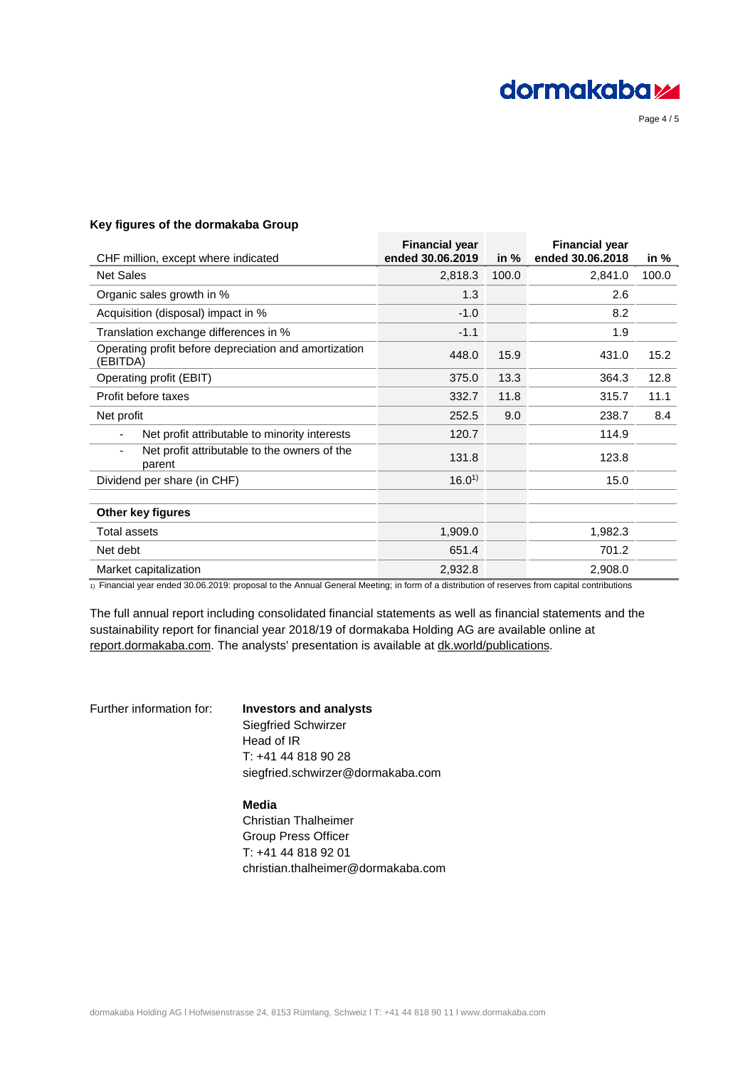**Key figures of the dormakaba Group**

| CHF million, except where indicated | Financial year ended 30.06.2019 | in % | Financial year ended 30.06.2018 | in % |
|---|---|---|---|---|
| Net Sales | 2,818.3 | 100.0 | 2,841.0 | 100.0 |
| Organic sales growth in % | 1.3 | | 2.6 | |
| Acquisition (disposal) impact in % | -1.0 | | 8.2 | |
| Translation exchange differences in % | -1.1 | | 1.9 | |
| Operating profit before depreciation and amortization (EBITDA) | 448.0 | 15.9 | 431.0 | 15.2 |
| Operating profit (EBIT) | 375.0 | 13.3 | 364.3 | 12.8 |
| Profit before taxes | 332.7 | 11.8 | 315.7 | 11.1 |
| Net profit | 252.5 | 9.0 | 238.7 | 8.4 |
| - Net profit attributable to minority interests | 120.7 | | 114.9 | |
| - Net profit attributable to the owners of the parent | 131.8 | | 123.8 | |
| Dividend per share (in CHF) | 16.0[1)] | | 15.0 | |
| | | | | |
| **Other key figures** | | | | |
| Total assets | 1,909.0 | | 1,982.3 | |
| Net debt | 651.4 | | 701.2 | |
| Market capitalization | 2,932.8 | | 2,908.0 | |

1) Financial year ended 30.06.2019: proposal to the Annual General Meeting; in form of a distribution of reserves from capital contributions

The full annual report including consolidated financial statements as well as financial statements and the sustainability report for financial year 2018/19 of dormakaba Holding AG are available online at report.dormakaba.com. The analysts' presentation is available at dk.world/publications.

Further information for:

**Investors and analysts**
Siegfried Schwirzer
Head of IR
T: +41 44 818 90 28
siegfried.schwirzer@dormakaba.com

**Media**
Christian Thalheimer
Group Press Officer
T: +41 44 818 92 01
christian.thalheimer@dormakaba.com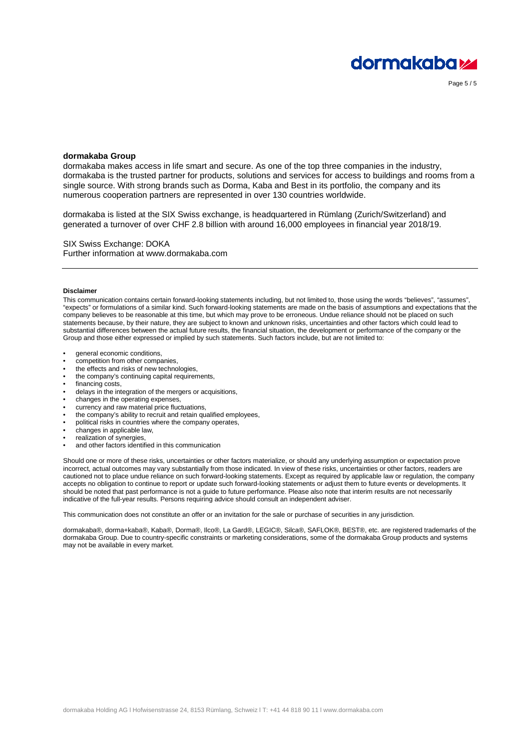**dormakaba Group**

dormakaba makes access in life smart and secure. As one of the top three companies in the industry, dormakaba is the trusted partner for products, solutions and services for access to buildings and rooms from a single source. With strong brands such as Dorma, Kaba and Best in its portfolio, the company and its numerous cooperation partners are represented in over 130 countries worldwide.

dormakaba is listed at the SIX Swiss exchange, is headquartered in Rümlang (Zurich/Switzerland) and generated a turnover of over CHF 2.8 billion with around 16,000 employees in financial year 2018/19.

SIX Swiss Exchange: DOKA
Further information at www.dormakaba.com

---

**Disclaimer**

This communication contains certain forward-looking statements including, but not limited to, those using the words "believes", "assumes", "expects" or formulations of a similar kind. Such forward-looking statements are made on the basis of assumptions and expectations that the company believes to be reasonable at this time, but which may prove to be erroneous. Undue reliance should not be placed on such statements because, by their nature, they are subject to known and unknown risks, uncertainties and other factors which could lead to substantial differences between the actual future results, the financial situation, the development or performance of the company or the Group and those either expressed or implied by such statements. Such factors include, but are not limited to:

- general economic conditions,
- competition from other companies,
- the effects and risks of new technologies,
- the company's continuing capital requirements,
- financing costs,
- delays in the integration of the mergers or acquisitions,
- changes in the operating expenses,
- currency and raw material price fluctuations,
- the company's ability to recruit and retain qualified employees,
- political risks in countries where the company operates,
- changes in applicable law,
- realization of synergies,
- and other factors identified in this communication

Should one or more of these risks, uncertainties or other factors materialize, or should any underlying assumption or expectation prove incorrect, actual outcomes may vary substantially from those indicated. In view of these risks, uncertainties or other factors, readers are cautioned not to place undue reliance on such forward-looking statements. Except as required by applicable law or regulation, the company accepts no obligation to continue to report or update such forward-looking statements or adjust them to future events or developments. It should be noted that past performance is not a guide to future performance. Please also note that interim results are not necessarily indicative of the full-year results. Persons requiring advice should consult an independent adviser.

This communication does not constitute an offer or an invitation for the sale or purchase of securities in any jurisdiction.

dormakaba®, dorma+kaba®, Kaba®, Dorma®, Ilco®, La Gard®, LEGIC®, Silca®, SAFLOK®, BEST®, etc. are registered trademarks of the dormakaba Group. Due to country-specific constraints or marketing considerations, some of the dormakaba Group products and systems may not be available in every market.